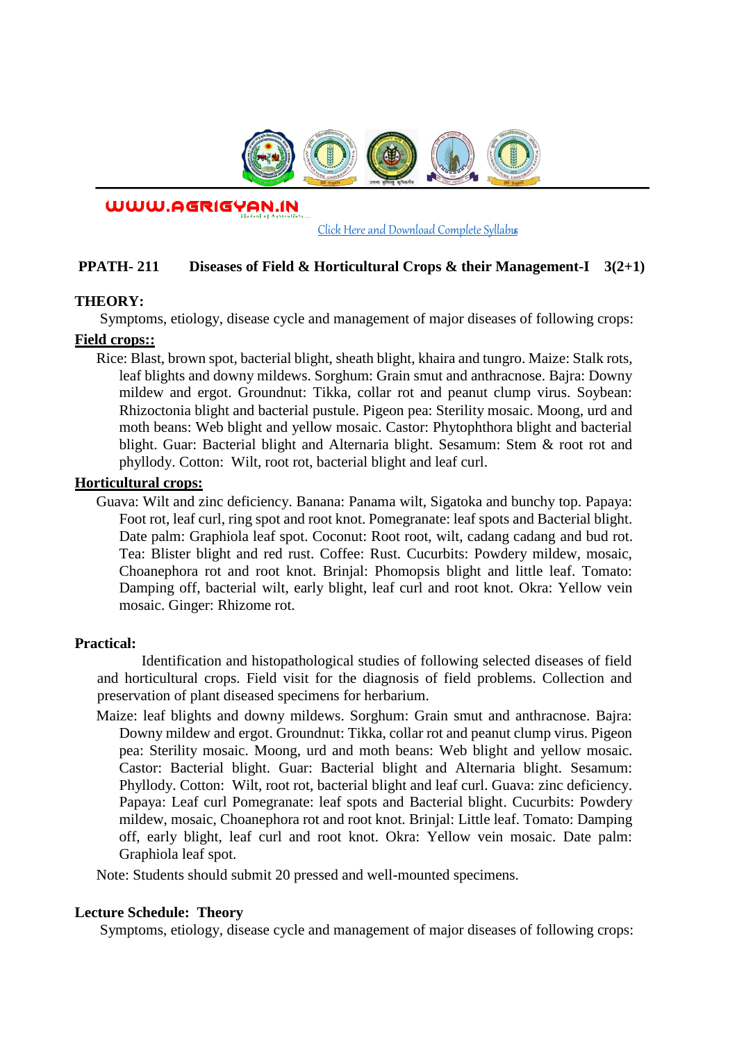WWW.AGRIGYAN.IN

Click Here and Download Complete Syllabus

**PPATH- 211 Diseases of Field & Horticultural Crops & their Management-I 3(2+1)**

**THEORY:**

Symptoms, etiology, disease cycle and management of major diseases of following crops:

**Field crops::**

Rice: Blast, brown spot, bacterial blight, sheath blight, khaira and tungro. Maize: Stalk rots, leaf blights and downy mildews. Sorghum: Grain smut and anthracnose. Bajra: Downy mildew and ergot. Groundnut: Tikka, collar rot and peanut clump virus. Soybean: Rhizoctonia blight and bacterial pustule. Pigeon pea: Sterility mosaic. Moong, urd and moth beans: Web blight and yellow mosaic. Castor: Phytophthora blight and bacterial blight. Guar: Bacterial blight and Alternaria blight. Sesamum: Stem & root rot and phyllody. Cotton: Wilt, root rot, bacterial blight and leaf curl.

**Horticultural crops:**

Guava: Wilt and zinc deficiency. Banana: Panama wilt, Sigatoka and bunchy top. Papaya: Foot rot, leaf curl, ring spot and root knot. Pomegranate: leaf spots and Bacterial blight. Date palm: Graphiola leaf spot. Coconut: Root root, wilt, cadang cadang and bud rot. Tea: Blister blight and red rust. Coffee: Rust. Cucurbits: Powdery mildew, mosaic, Choanephora rot and root knot. Brinjal: Phomopsis blight and little leaf. Tomato: Damping off, bacterial wilt, early blight, leaf curl and root knot. Okra: Yellow vein mosaic. Ginger: Rhizome rot.

**Practical:**

Identification and histopathological studies of following selected diseases of field and horticultural crops. Field visit for the diagnosis of field problems. Collection and preservation of plant diseased specimens for herbarium.

Maize: leaf blights and downy mildews. Sorghum: Grain smut and anthracnose. Bajra: Downy mildew and ergot. Groundnut: Tikka, collar rot and peanut clump virus. Pigeon pea: Sterility mosaic. Moong, urd and moth beans: Web blight and yellow mosaic. Castor: Bacterial blight. Guar: Bacterial blight and Alternaria blight. Sesamum: Phyllody. Cotton: Wilt, root rot, bacterial blight and leaf curl. Guava: zinc deficiency. Papaya: Leaf curl Pomegranate: leaf spots and Bacterial blight. Cucurbits: Powdery mildew, mosaic, Choanephora rot and root knot. Brinjal: Little leaf. Tomato: Damping off, early blight, leaf curl and root knot. Okra: Yellow vein mosaic. Date palm: Graphiola leaf spot.

Note: Students should submit 20 pressed and well-mounted specimens.

**Lecture Schedule: Theory**

Symptoms, etiology, disease cycle and management of major diseases of following crops: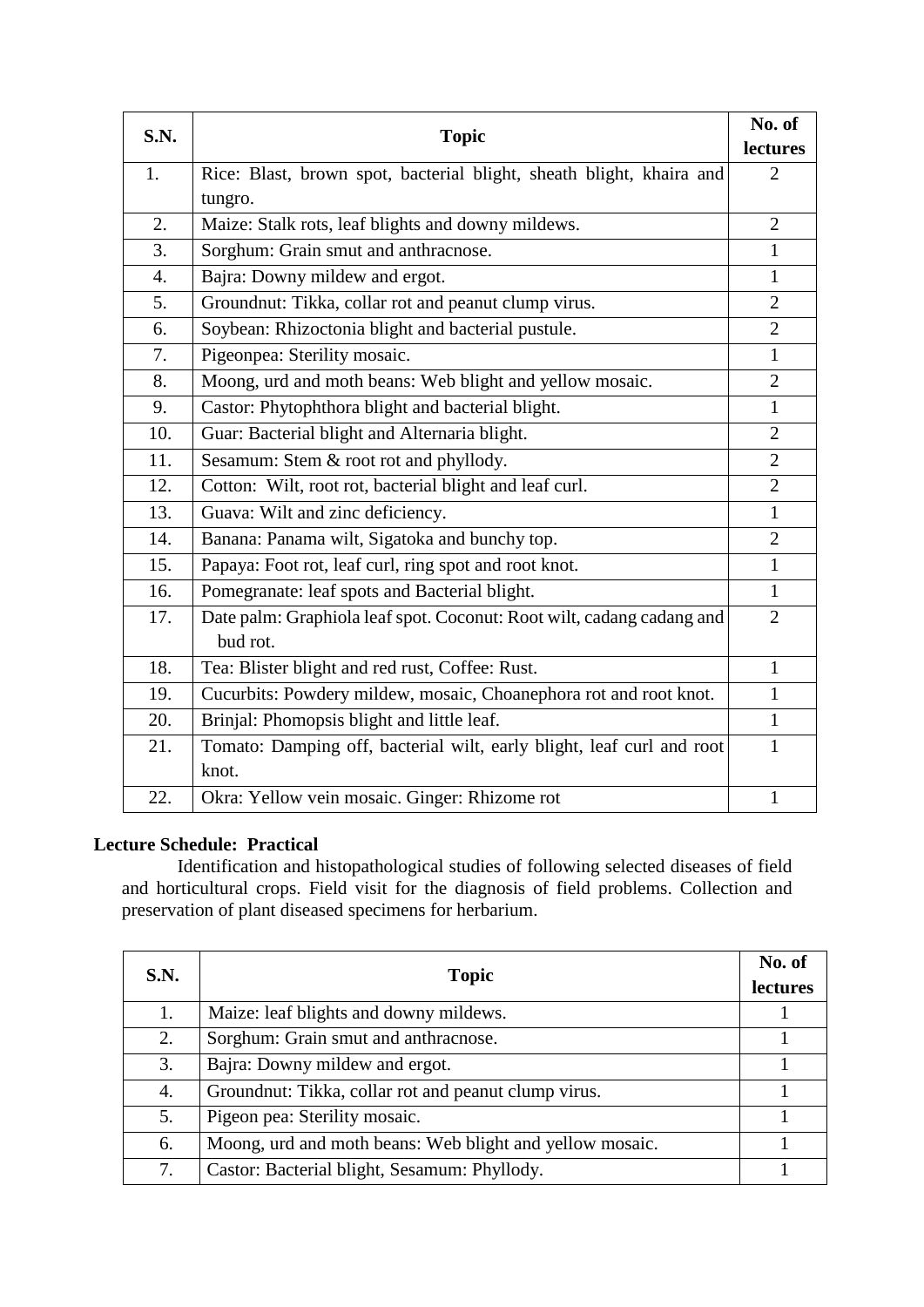| S.N. | Topic | No. of lectures |
|---|---|---|
| 1. | Rice: Blast, brown spot, bacterial blight, sheath blight, khaira and tungro. | 2 |
| 2. | Maize: Stalk rots, leaf blights and downy mildews. | 2 |
| 3. | Sorghum: Grain smut and anthracnose. | 1 |
| 4. | Bajra: Downy mildew and ergot. | 1 |
| 5. | Groundnut: Tikka, collar rot and peanut clump virus. | 2 |
| 6. | Soybean: Rhizoctonia blight and bacterial pustule. | 2 |
| 7. | Pigeonpea: Sterility mosaic. | 1 |
| 8. | Moong, urd and moth beans: Web blight and yellow mosaic. | 2 |
| 9. | Castor: Phytophthora blight and bacterial blight. | 1 |
| 10. | Guar: Bacterial blight and Alternaria blight. | 2 |
| 11. | Sesamum: Stem & root rot and phyllody. | 2 |
| 12. | Cotton: Wilt, root rot, bacterial blight and leaf curl. | 2 |
| 13. | Guava: Wilt and zinc deficiency. | 1 |
| 14. | Banana: Panama wilt, Sigatoka and bunchy top. | 2 |
| 15. | Papaya: Foot rot, leaf curl, ring spot and root knot. | 1 |
| 16. | Pomegranate: leaf spots and Bacterial blight. | 1 |
| 17. | Date palm: Graphiola leaf spot. Coconut: Root wilt, cadang cadang and bud rot. | 2 |
| 18. | Tea: Blister blight and red rust, Coffee: Rust. | 1 |
| 19. | Cucurbits: Powdery mildew, mosaic, Choanephora rot and root knot. | 1 |
| 20. | Brinjal: Phomopsis blight and little leaf. | 1 |
| 21. | Tomato: Damping off, bacterial wilt, early blight, leaf curl and root knot. | 1 |
| 22. | Okra: Yellow vein mosaic. Ginger: Rhizome rot | 1 |

**Lecture Schedule: Practical**

Identification and histopathological studies of following selected diseases of field and horticultural crops. Field visit for the diagnosis of field problems. Collection and preservation of plant diseased specimens for herbarium.

| S.N. | Topic | No. of lectures |
|---|---|---|
| 1. | Maize: leaf blights and downy mildews. | 1 |
| 2. | Sorghum: Grain smut and anthracnose. | 1 |
| 3. | Bajra: Downy mildew and ergot. | 1 |
| 4. | Groundnut: Tikka, collar rot and peanut clump virus. | 1 |
| 5. | Pigeon pea: Sterility mosaic. | 1 |
| 6. | Moong, urd and moth beans: Web blight and yellow mosaic. | 1 |
| 7. | Castor: Bacterial blight, Sesamum: Phyllody. | 1 |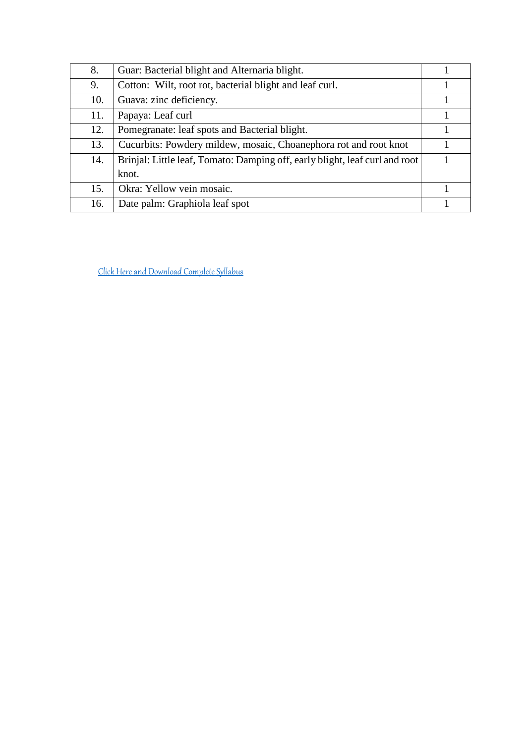| | | |
|---|---|---|
| 8. | Guar: Bacterial blight and Alternaria blight. | 1 |
| 9. | Cotton: Wilt, root rot, bacterial blight and leaf curl. | 1 |
| 10. | Guava: zinc deficiency. | 1 |
| 11. | Papaya: Leaf curl | 1 |
| 12. | Pomegranate: leaf spots and Bacterial blight. | 1 |
| 13. | Cucurbits: Powdery mildew, mosaic, Choanephora rot and root knot | 1 |
| 14. | Brinjal: Little leaf, Tomato: Damping off, early blight, leaf curl and root knot. | 1 |
| 15. | Okra: Yellow vein mosaic. | 1 |
| 16. | Date palm: Graphiola leaf spot | 1 |

Click Here and Download Complete Syllabus